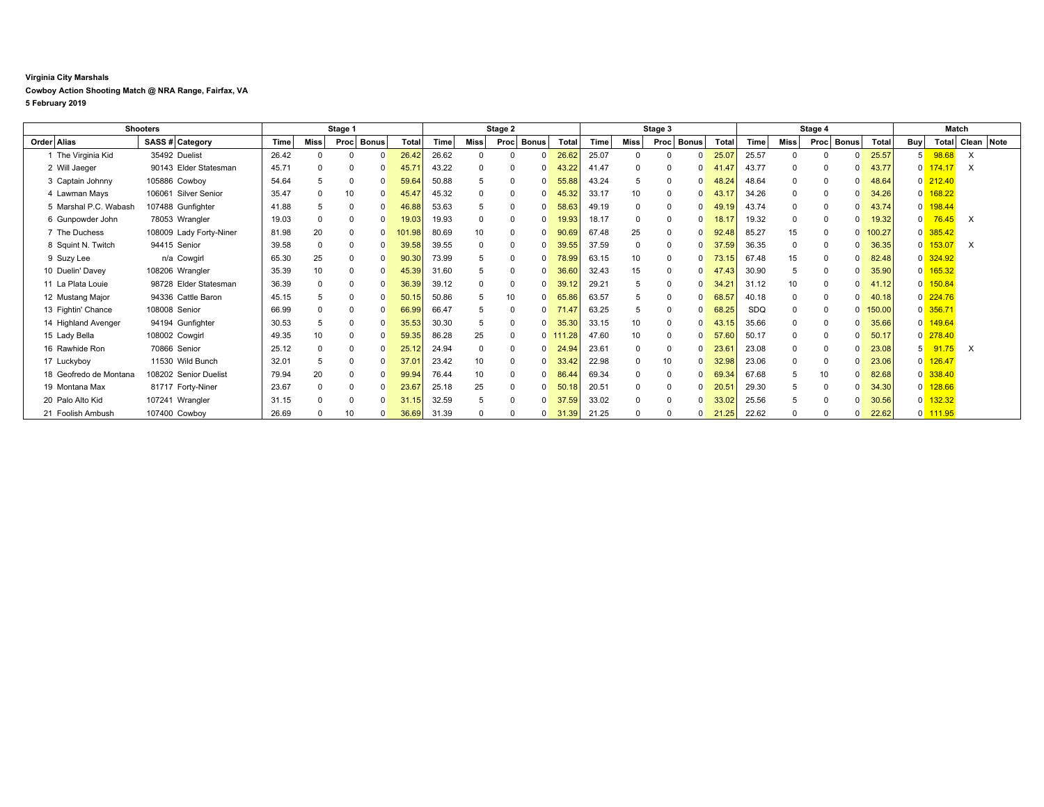**Virginia City Marshals**

**Cowboy Action Shooting Match @ NRA Range, Fairfax, VA**

**5 February 2019**

| Shooters | | | | Stage 1 | | | | | Stage 2 | | | | | Stage 3 | | | | | Stage 4 | | | | | Match | | | |
|---|---|---|---|---|---|---|---|---|---|---|---|---|---|---|---|---|---|---|---|---|---|---|---|---|---|---|---|
| Order | Alias | SASS # | Category | Time | Miss | Proc | Bonus | Total | Time | Miss | Proc | Bonus | Total | Time | Miss | Proc | Bonus | Total | Time | Miss | Proc | Bonus | Total | Buy | Total | Clean | Note |
| 1 | The Virginia Kid | 35492 | Duelist | 26.42 | 0 | 0 | 0 | 26.42 | 26.62 | 0 | 0 | 0 | 26.62 | 25.07 | 0 | 0 | 0 | 25.07 | 25.57 | 0 | 0 | 0 | 25.57 | 5 | 98.68 | X | |
| 2 | Will Jaeger | 90143 | Elder Statesman | 45.71 | 0 | 0 | 0 | 45.71 | 43.22 | 0 | 0 | 0 | 43.22 | 41.47 | 0 | 0 | 0 | 41.47 | 43.77 | 0 | 0 | 0 | 43.77 | 0 | 174.17 | X | |
| 3 | Captain Johnny | 105886 | Cowboy | 54.64 | 5 | 0 | 0 | 59.64 | 50.88 | 5 | 0 | 0 | 55.88 | 43.24 | 5 | 0 | 0 | 48.24 | 48.64 | 0 | 0 | 0 | 48.64 | 0 | 212.40 | | |
| 4 | Lawman Mays | 106061 | Silver Senior | 35.47 | 0 | 10 | 0 | 45.47 | 45.32 | 0 | 0 | 0 | 45.32 | 33.17 | 10 | 0 | 0 | 43.17 | 34.26 | 0 | 0 | 0 | 34.26 | 0 | 168.22 | | |
| 5 | Marshal P.C. Wabash | 107488 | Gunfighter | 41.88 | 5 | 0 | 0 | 46.88 | 53.63 | 5 | 0 | 0 | 58.63 | 49.19 | 0 | 0 | 0 | 49.19 | 43.74 | 0 | 0 | 0 | 43.74 | 0 | 198.44 | | |
| 6 | Gunpowder John | 78053 | Wrangler | 19.03 | 0 | 0 | 0 | 19.03 | 19.93 | 0 | 0 | 0 | 19.93 | 18.17 | 0 | 0 | 0 | 18.17 | 19.32 | 0 | 0 | 0 | 19.32 | 0 | 76.45 | X | |
| 7 | The Duchess | 108009 | Lady Forty-Niner | 81.98 | 20 | 0 | 0 | 101.98 | 80.69 | 10 | 0 | 0 | 90.69 | 67.48 | 25 | 0 | 0 | 92.48 | 85.27 | 15 | 0 | 0 | 100.27 | 0 | 385.42 | | |
| 8 | Squint N. Twitch | 94415 | Senior | 39.58 | 0 | 0 | 0 | 39.58 | 39.55 | 0 | 0 | 0 | 39.55 | 37.59 | 0 | 0 | 0 | 37.59 | 36.35 | 0 | 0 | 0 | 36.35 | 0 | 153.07 | X | |
| 9 | Suzy Lee | n/a | Cowgirl | 65.30 | 25 | 0 | 0 | 90.30 | 73.99 | 5 | 0 | 0 | 78.99 | 63.15 | 10 | 0 | 0 | 73.15 | 67.48 | 15 | 0 | 0 | 82.48 | 0 | 324.92 | | |
| 10 | Duelin' Davey | 108206 | Wrangler | 35.39 | 10 | 0 | 0 | 45.39 | 31.60 | 5 | 0 | 0 | 36.60 | 32.43 | 15 | 0 | 0 | 47.43 | 30.90 | 5 | 0 | 0 | 35.90 | 0 | 165.32 | | |
| 11 | La Plata Louie | 98728 | Elder Statesman | 36.39 | 0 | 0 | 0 | 36.39 | 39.12 | 0 | 0 | 0 | 39.12 | 29.21 | 5 | 0 | 0 | 34.21 | 31.12 | 10 | 0 | 0 | 41.12 | 0 | 150.84 | | |
| 12 | Mustang Major | 94336 | Cattle Baron | 45.15 | 5 | 0 | 0 | 50.15 | 50.86 | 5 | 10 | 0 | 65.86 | 63.57 | 5 | 0 | 0 | 68.57 | 40.18 | 0 | 0 | 0 | 40.18 | 0 | 224.76 | | |
| 13 | Fightin' Chance | 108008 | Senior | 66.99 | 0 | 0 | 0 | 66.99 | 66.47 | 5 | 0 | 0 | 71.47 | 63.25 | 5 | 0 | 0 | 68.25 | SDQ | 0 | 0 | 0 | 150.00 | 0 | 356.71 | | |
| 14 | Highland Avenger | 94194 | Gunfighter | 30.53 | 5 | 0 | 0 | 35.53 | 30.30 | 5 | 0 | 0 | 35.30 | 33.15 | 10 | 0 | 0 | 43.15 | 35.66 | 0 | 0 | 0 | 35.66 | 0 | 149.64 | | |
| 15 | Lady Bella | 108002 | Cowgirl | 49.35 | 10 | 0 | 0 | 59.35 | 86.28 | 25 | 0 | 0 | 111.28 | 47.60 | 10 | 0 | 0 | 57.60 | 50.17 | 0 | 0 | 0 | 50.17 | 0 | 278.40 | | |
| 16 | Rawhide Ron | 70866 | Senior | 25.12 | 0 | 0 | 0 | 25.12 | 24.94 | 0 | 0 | 0 | 24.94 | 23.61 | 0 | 0 | 0 | 23.61 | 23.08 | 0 | 0 | 0 | 23.08 | 5 | 91.75 | X | |
| 17 | Luckyboy | 11530 | Wild Bunch | 32.01 | 5 | 0 | 0 | 37.01 | 23.42 | 10 | 0 | 0 | 33.42 | 22.98 | 0 | 10 | 0 | 32.98 | 23.06 | 0 | 0 | 0 | 23.06 | 0 | 126.47 | | |
| 18 | Geofredo de Montana | 108202 | Senior Duelist | 79.94 | 20 | 0 | 0 | 99.94 | 76.44 | 10 | 0 | 0 | 86.44 | 69.34 | 0 | 0 | 0 | 69.34 | 67.68 | 5 | 10 | 0 | 82.68 | 0 | 338.40 | | |
| 19 | Montana Max | 81717 | Forty-Niner | 23.67 | 0 | 0 | 0 | 23.67 | 25.18 | 25 | 0 | 0 | 50.18 | 20.51 | 0 | 0 | 0 | 20.51 | 29.30 | 5 | 0 | 0 | 34.30 | 0 | 128.66 | | |
| 20 | Palo Alto Kid | 107241 | Wrangler | 31.15 | 0 | 0 | 0 | 31.15 | 32.59 | 5 | 0 | 0 | 37.59 | 33.02 | 0 | 0 | 0 | 33.02 | 25.56 | 5 | 0 | 0 | 30.56 | 0 | 132.32 | | |
| 21 | Foolish Ambush | 107400 | Cowboy | 26.69 | 0 | 10 | 0 | 36.69 | 31.39 | 0 | 0 | 0 | 31.39 | 21.25 | 0 | 0 | 0 | 21.25 | 22.62 | 0 | 0 | 0 | 22.62 | 0 | 111.95 | | |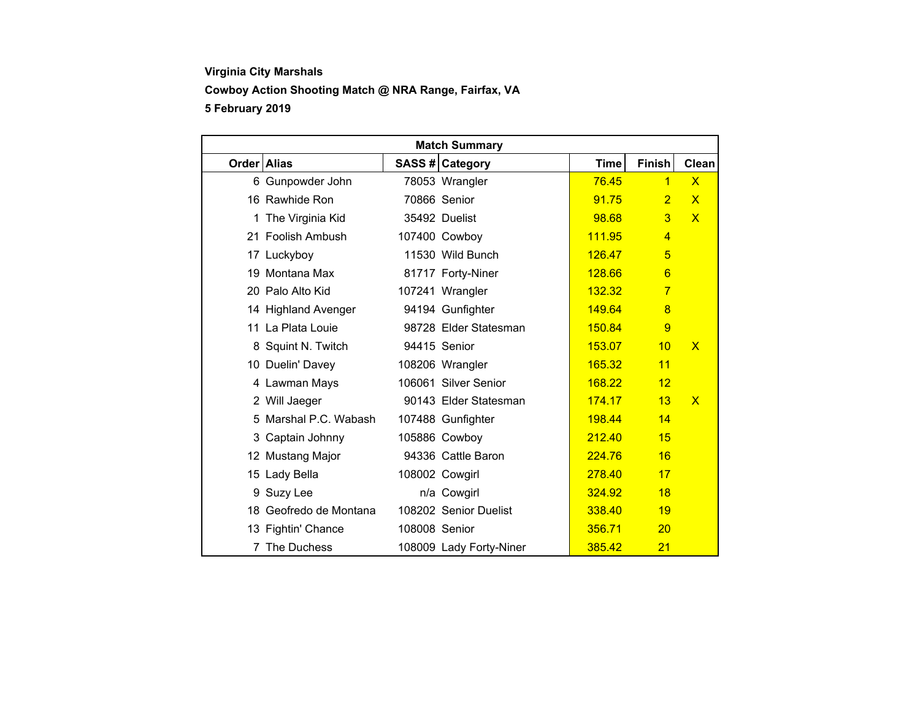**Virginia City Marshals**

**Cowboy Action Shooting Match @ NRA Range, Fairfax, VA**

**5 February 2019**

| Match Summary | | | | | | |
|---|---|---|---|---|---|---|
| **Order** | **Alias** | **SASS #** | **Category** | **Time** | **Finish** | **Clean** |
| 6 | Gunpowder John | 78053 | Wrangler | 76.45 | 1 | X |
| 16 | Rawhide Ron | 70866 | Senior | 91.75 | 2 | X |
| 1 | The Virginia Kid | 35492 | Duelist | 98.68 | 3 | X |
| 21 | Foolish Ambush | 107400 | Cowboy | 111.95 | 4 | |
| 17 | Luckyboy | 11530 | Wild Bunch | 126.47 | 5 | |
| 19 | Montana Max | 81717 | Forty-Niner | 128.66 | 6 | |
| 20 | Palo Alto Kid | 107241 | Wrangler | 132.32 | 7 | |
| 14 | Highland Avenger | 94194 | Gunfighter | 149.64 | 8 | |
| 11 | La Plata Louie | 98728 | Elder Statesman | 150.84 | 9 | |
| 8 | Squint N. Twitch | 94415 | Senior | 153.07 | 10 | X |
| 10 | Duelin' Davey | 108206 | Wrangler | 165.32 | 11 | |
| 4 | Lawman Mays | 106061 | Silver Senior | 168.22 | 12 | |
| 2 | Will Jaeger | 90143 | Elder Statesman | 174.17 | 13 | X |
| 5 | Marshal P.C. Wabash | 107488 | Gunfighter | 198.44 | 14 | |
| 3 | Captain Johnny | 105886 | Cowboy | 212.40 | 15 | |
| 12 | Mustang Major | 94336 | Cattle Baron | 224.76 | 16 | |
| 15 | Lady Bella | 108002 | Cowgirl | 278.40 | 17 | |
| 9 | Suzy Lee | n/a | Cowgirl | 324.92 | 18 | |
| 18 | Geofredo de Montana | 108202 | Senior Duelist | 338.40 | 19 | |
| 13 | Fightin' Chance | 108008 | Senior | 356.71 | 20 | |
| 7 | The Duchess | 108009 | Lady Forty-Niner | 385.42 | 21 | |